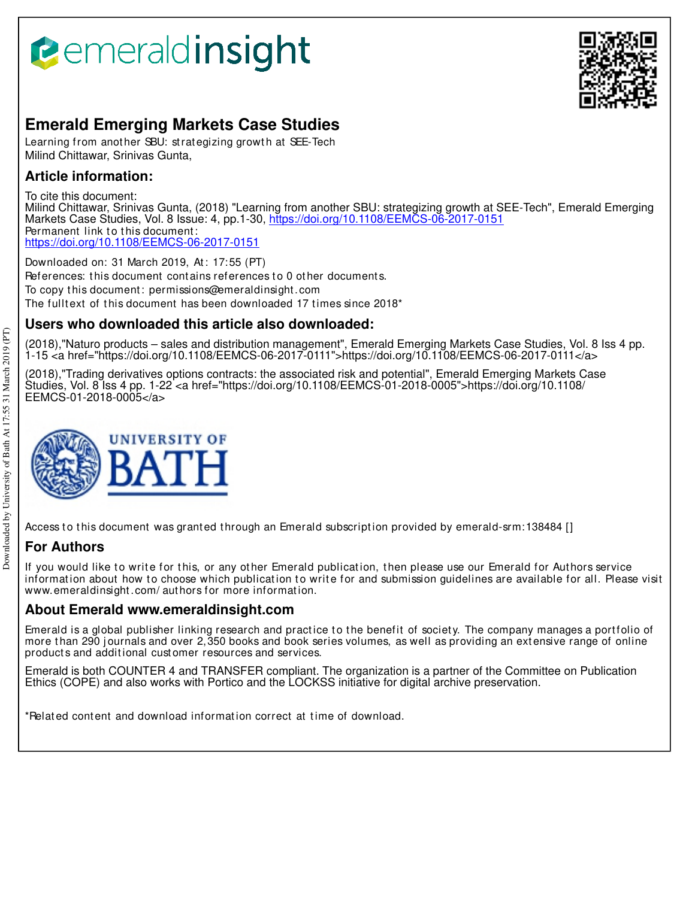emeraldinsight

# Emerald Emerging Markets Case Studies

Learning from another SBU: strategizing growth at SEE-Tech
Milind Chittawar, Srinivas Gunta,

## Article information:

To cite this document:
Milind Chittawar, Srinivas Gunta, (2018) "Learning from another SBU: strategizing growth at SEE-Tech", Emerald Emerging Markets Case Studies, Vol. 8 Issue: 4, pp.1-30, https://doi.org/10.1108/EEMCS-06-2017-0151
Permanent link to this document:
https://doi.org/10.1108/EEMCS-06-2017-0151

Downloaded on: 31 March 2019, At: 17:55 (PT)
References: this document contains references to 0 other documents.
To copy this document: permissions@emeraldinsight.com
The fulltext of this document has been downloaded 17 times since 2018*

## Users who downloaded this article also downloaded:

(2018),"Naturo products – sales and distribution management", Emerald Emerging Markets Case Studies, Vol. 8 Iss 4 pp. 1-15 <a href="https://doi.org/10.1108/EEMCS-06-2017-0111">https://doi.org/10.1108/EEMCS-06-2017-0111</a>

(2018),"Trading derivatives options contracts: the associated risk and potential", Emerald Emerging Markets Case Studies, Vol. 8 Iss 4 pp. 1-22 <a href="https://doi.org/10.1108/EEMCS-01-2018-0005">https://doi.org/10.1108/EEMCS-01-2018-0005</a>

UNIVERSITY OF BATH

Access to this document was granted through an Emerald subscription provided by emerald-srm:138484 []

## For Authors

If you would like to write for this, or any other Emerald publication, then please use our Emerald for Authors service information about how to choose which publication to write for and submission guidelines are available for all. Please visit www.emeraldinsight.com/authors for more information.

## About Emerald www.emeraldinsight.com

Emerald is a global publisher linking research and practice to the benefit of society. The company manages a portfolio of more than 290 journals and over 2,350 books and book series volumes, as well as providing an extensive range of online products and additional customer resources and services.

Emerald is both COUNTER 4 and TRANSFER compliant. The organization is a partner of the Committee on Publication Ethics (COPE) and also works with Portico and the LOCKSS initiative for digital archive preservation.

*Related content and download information correct at time of download.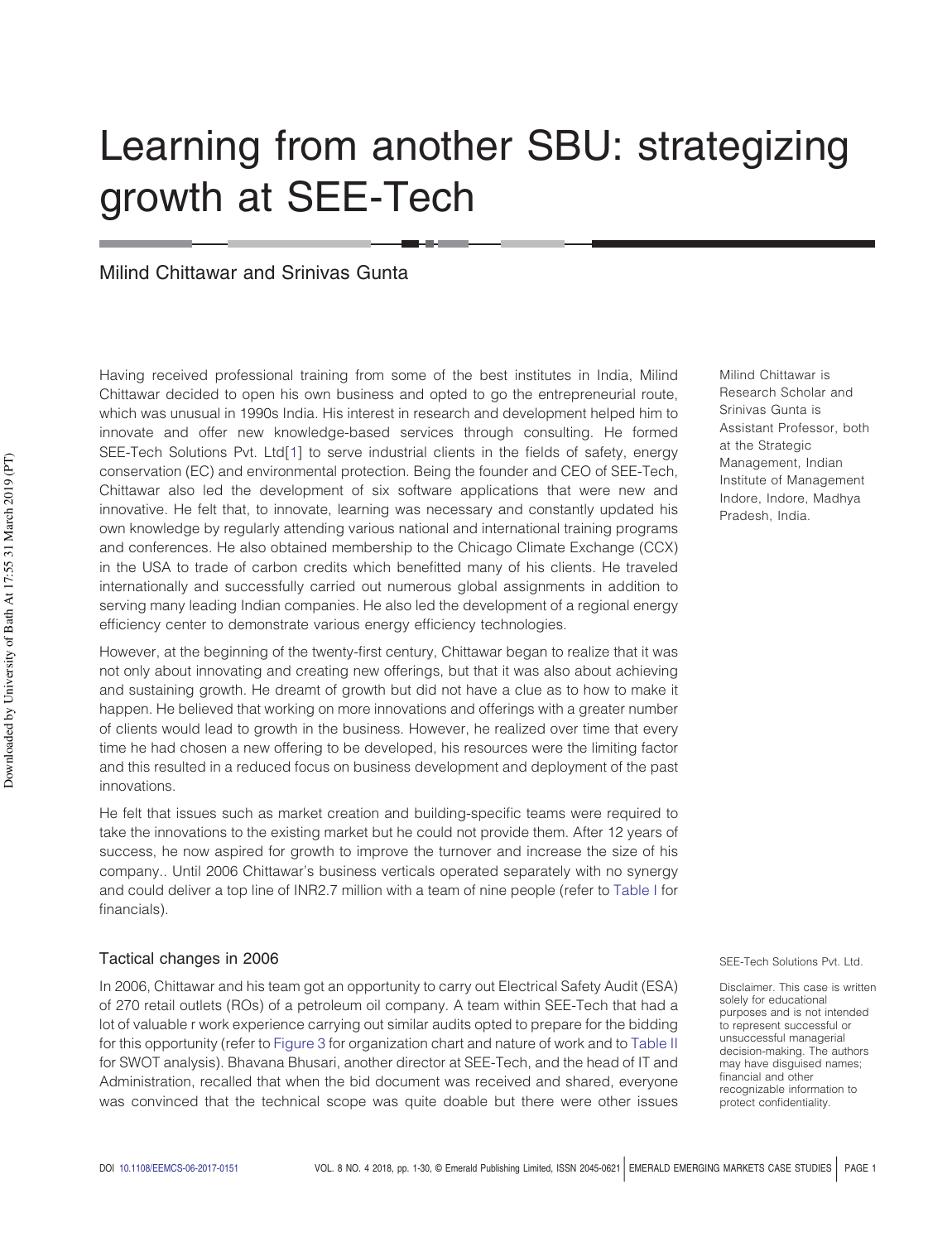# Learning from another SBU: strategizing growth at SEE-Tech

Milind Chittawar and Srinivas Gunta

Milind Chittawar is Research Scholar and Srinivas Gunta is Assistant Professor, both at the Strategic Management, Indian Institute of Management Indore, Indore, Madhya Pradesh, India.

Having received professional training from some of the best institutes in India, Milind Chittawar decided to open his own business and opted to go the entrepreneurial route, which was unusual in 1990s India. His interest in research and development helped him to innovate and offer new knowledge-based services through consulting. He formed SEE-Tech Solutions Pvt. Ltd[1] to serve industrial clients in the fields of safety, energy conservation (EC) and environmental protection. Being the founder and CEO of SEE-Tech, Chittawar also led the development of six software applications that were new and innovative. He felt that, to innovate, learning was necessary and constantly updated his own knowledge by regularly attending various national and international training programs and conferences. He also obtained membership to the Chicago Climate Exchange (CCX) in the USA to trade of carbon credits which benefitted many of his clients. He traveled internationally and successfully carried out numerous global assignments in addition to serving many leading Indian companies. He also led the development of a regional energy efficiency center to demonstrate various energy efficiency technologies.

However, at the beginning of the twenty-first century, Chittawar began to realize that it was not only about innovating and creating new offerings, but that it was also about achieving and sustaining growth. He dreamt of growth but did not have a clue as to how to make it happen. He believed that working on more innovations and offerings with a greater number of clients would lead to growth in the business. However, he realized over time that every time he had chosen a new offering to be developed, his resources were the limiting factor and this resulted in a reduced focus on business development and deployment of the past innovations.

He felt that issues such as market creation and building-specific teams were required to take the innovations to the existing market but he could not provide them. After 12 years of success, he now aspired for growth to improve the turnover and increase the size of his company.. Until 2006 Chittawar's business verticals operated separately with no synergy and could deliver a top line of INR2.7 million with a team of nine people (refer to Table I for financials).

## Tactical changes in 2006

In 2006, Chittawar and his team got an opportunity to carry out Electrical Safety Audit (ESA) of 270 retail outlets (ROs) of a petroleum oil company. A team within SEE-Tech that had a lot of valuable r work experience carrying out similar audits opted to prepare for the bidding for this opportunity (refer to Figure 3 for organization chart and nature of work and to Table II for SWOT analysis). Bhavana Bhusari, another director at SEE-Tech, and the head of IT and Administration, recalled that when the bid document was received and shared, everyone was convinced that the technical scope was quite doable but there were other issues

SEE-Tech Solutions Pvt. Ltd.

Disclaimer. This case is written solely for educational purposes and is not intended to represent successful or unsuccessful managerial decision-making. The authors may have disguised names; financial and other recognizable information to protect confidentiality.

DOI 10.1108/EEMCS-06-2017-0151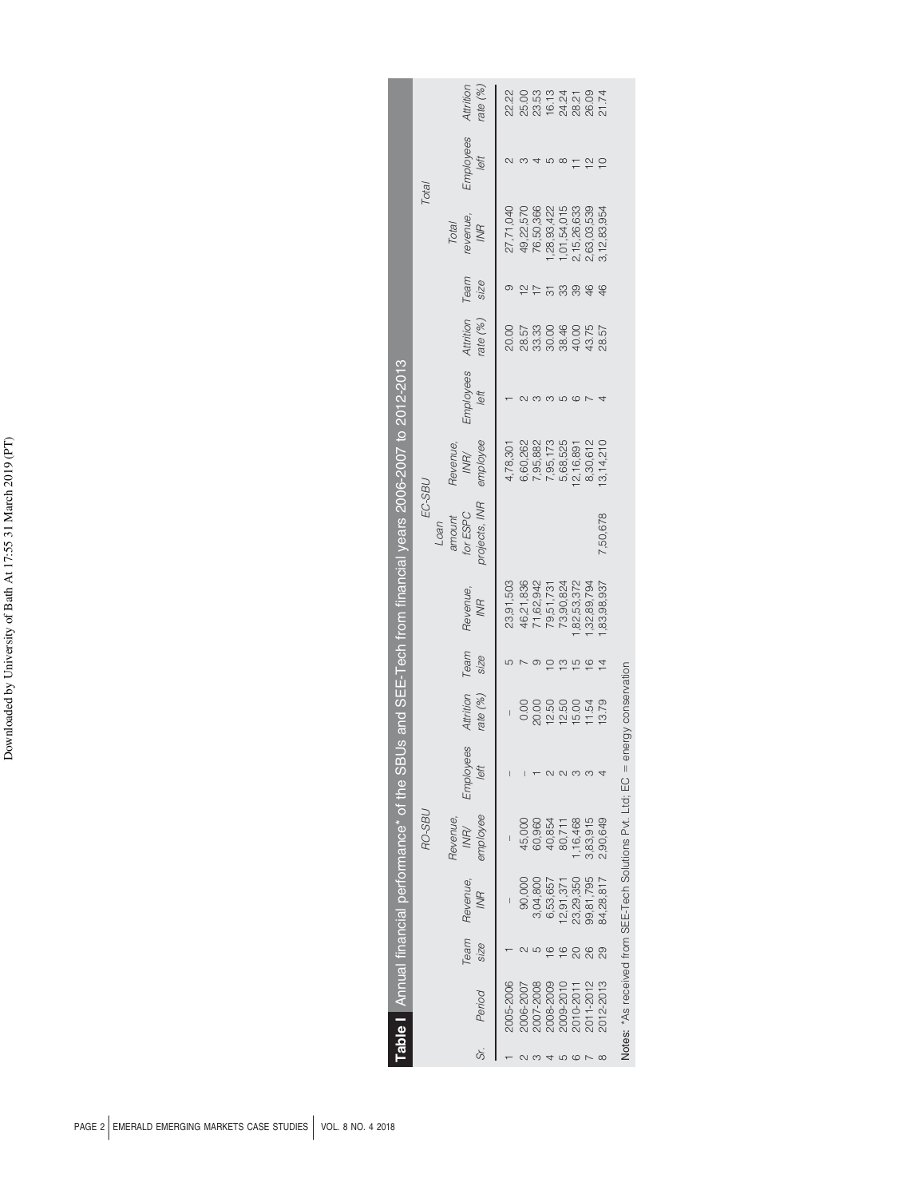**Table I** Annual financial performance* of the SBUs and SEE-Tech from financial years 2006-2007 to 2012-2013

| | | RO-SBU | | | | | EC-SBU | | | | | | Total | | | |
|---|---|---|---|---|---|---|---|---|---|---|---|---|---|---|---|---|
| Sr. | Period | Team size | Revenue, INR | Revenue, INR/employee | Employees left | Attrition rate (%) | Team size | Revenue, INR | Loan amount for ESPC projects, INR | Revenue, INR/employee | Employees left | Attrition rate (%) | Team size | Total revenue, INR | Employees left | Attrition rate (%) |
| 1 | 2005-2006 | 1 | – | – | – | – | 5 | 23,91,503 | | 4,78,301 | 1 | 20.00 | 9 | 27,71,040 | 2 | 22.22 |
| 2 | 2006-2007 | 2 | 90,000 | 45,000 | – | 0.00 | 7 | 46,21,836 | | 6,60,262 | 2 | 28.57 | 12 | 49,22,570 | 3 | 25.00 |
| 3 | 2007-2008 | 5 | 3,04,800 | 60,960 | 1 | 20.00 | 9 | 71,62,942 | | 7,95,882 | 3 | 33.33 | 17 | 76,50,366 | 4 | 23.53 |
| 4 | 2008-2009 | 16 | 6,53,657 | 40,854 | 2 | 12.50 | 10 | 79,51,731 | | 7,95,173 | 3 | 30.00 | 31 | 1,28,93,422 | 5 | 16.13 |
| 5 | 2009-2010 | 16 | 12,91,371 | 80,711 | 2 | 12.50 | 13 | 73,90,824 | | 5,68,525 | 5 | 38.46 | 33 | 1,01,54,015 | 8 | 24.24 |
| 6 | 2010-2011 | 20 | 23,29,350 | 1,16,468 | 3 | 15.00 | 15 | 1,82,53,372 | | 12,16,891 | 6 | 40.00 | 39 | 2,15,26,633 | 11 | 28.21 |
| 7 | 2011-2012 | 26 | 99,81,795 | 3,83,915 | 3 | 11.54 | 16 | 1,32,89,794 | | 8,30,612 | 7 | 43.75 | 46 | 2,63,03,539 | 12 | 26.09 |
| 8 | 2012-2013 | 29 | 84,28,817 | 2,90,649 | 4 | 13.79 | 14 | 1,83,98,937 | 7,50,678 | 13,14,210 | 4 | 28.57 | 46 | 3,12,83,954 | 10 | 21.74 |

Notes: *As received from SEE-Tech Solutions Pvt. Ltd; EC = energy conservation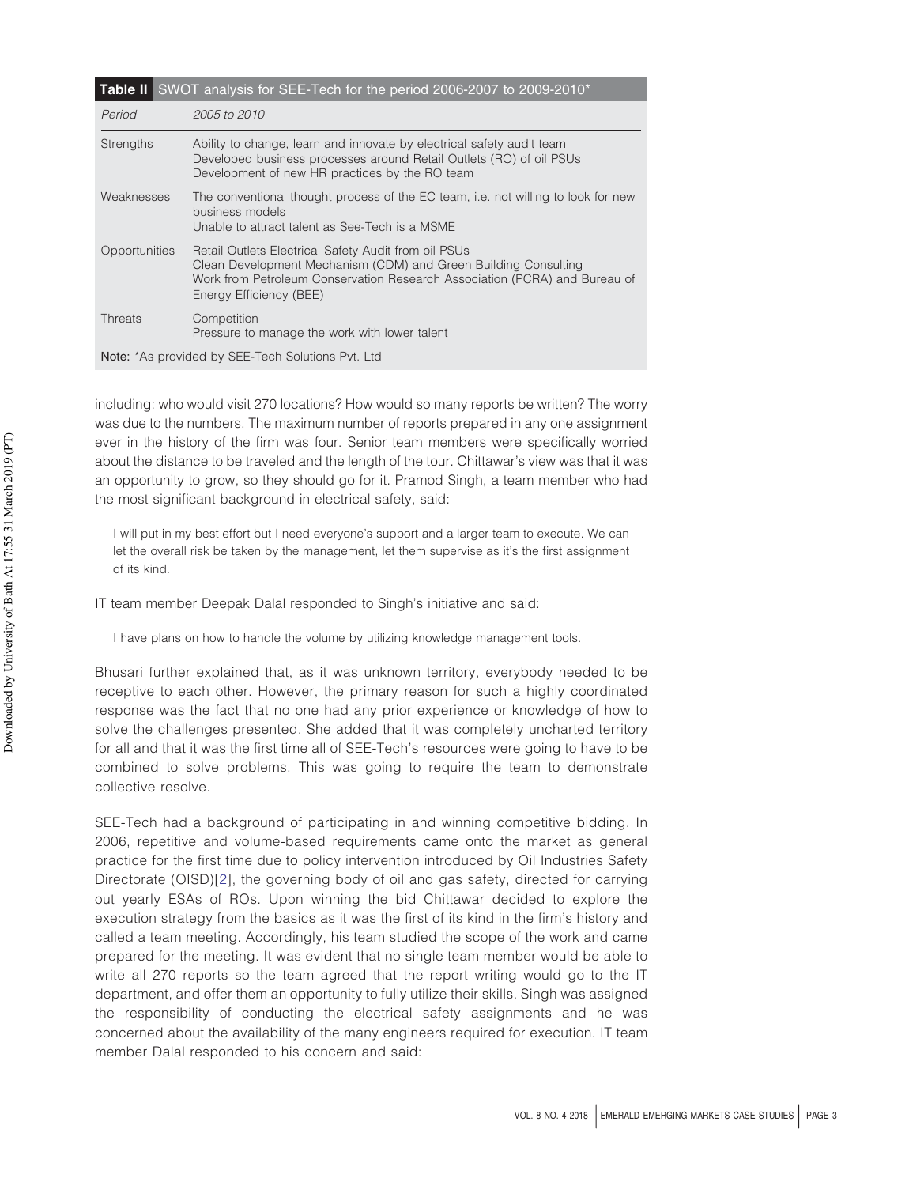**Table II** SWOT analysis for SEE-Tech for the period 2006-2007 to 2009-2010*

| Period | 2005 to 2010 |
|---|---|
| Strengths | Ability to change, learn and innovate by electrical safety audit team<br>Developed business processes around Retail Outlets (RO) of oil PSUs<br>Development of new HR practices by the RO team |
| Weaknesses | The conventional thought process of the EC team, i.e. not willing to look for new business models<br>Unable to attract talent as See-Tech is a MSME |
| Opportunities | Retail Outlets Electrical Safety Audit from oil PSUs<br>Clean Development Mechanism (CDM) and Green Building Consulting<br>Work from Petroleum Conservation Research Association (PCRA) and Bureau of Energy Efficiency (BEE) |
| Threats | Competition<br>Pressure to manage the work with lower talent |

**Note:** *As provided by SEE-Tech Solutions Pvt. Ltd

including: who would visit 270 locations? How would so many reports be written? The worry was due to the numbers. The maximum number of reports prepared in any one assignment ever in the history of the firm was four. Senior team members were specifically worried about the distance to be traveled and the length of the tour. Chittawar's view was that it was an opportunity to grow, so they should go for it. Pramod Singh, a team member who had the most significant background in electrical safety, said:

> I will put in my best effort but I need everyone's support and a larger team to execute. We can let the overall risk be taken by the management, let them supervise as it's the first assignment of its kind.

IT team member Deepak Dalal responded to Singh's initiative and said:

> I have plans on how to handle the volume by utilizing knowledge management tools.

Bhusari further explained that, as it was unknown territory, everybody needed to be receptive to each other. However, the primary reason for such a highly coordinated response was the fact that no one had any prior experience or knowledge of how to solve the challenges presented. She added that it was completely uncharted territory for all and that it was the first time all of SEE-Tech's resources were going to have to be combined to solve problems. This was going to require the team to demonstrate collective resolve.

SEE-Tech had a background of participating in and winning competitive bidding. In 2006, repetitive and volume-based requirements came onto the market as general practice for the first time due to policy intervention introduced by Oil Industries Safety Directorate (OISD)[2], the governing body of oil and gas safety, directed for carrying out yearly ESAs of ROs. Upon winning the bid Chittawar decided to explore the execution strategy from the basics as it was the first of its kind in the firm's history and called a team meeting. Accordingly, his team studied the scope of the work and came prepared for the meeting. It was evident that no single team member would be able to write all 270 reports so the team agreed that the report writing would go to the IT department, and offer them an opportunity to fully utilize their skills. Singh was assigned the responsibility of conducting the electrical safety assignments and he was concerned about the availability of the many engineers required for execution. IT team member Dalal responded to his concern and said: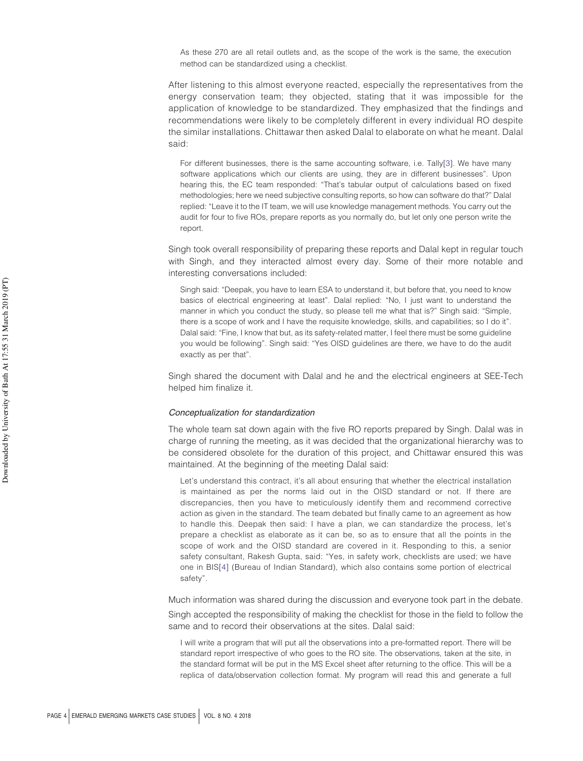> As these 270 are all retail outlets and, as the scope of the work is the same, the execution method can be standardized using a checklist.

After listening to this almost everyone reacted, especially the representatives from the energy conservation team; they objected, stating that it was impossible for the application of knowledge to be standardized. They emphasized that the findings and recommendations were likely to be completely different in every individual RO despite the similar installations. Chittawar then asked Dalal to elaborate on what he meant. Dalal said:

> For different businesses, there is the same accounting software, i.e. Tally[3]. We have many software applications which our clients are using, they are in different businesses". Upon hearing this, the EC team responded: "That's tabular output of calculations based on fixed methodologies; here we need subjective consulting reports, so how can software do that?" Dalal replied: "Leave it to the IT team, we will use knowledge management methods. You carry out the audit for four to five ROs, prepare reports as you normally do, but let only one person write the report.

Singh took overall responsibility of preparing these reports and Dalal kept in regular touch with Singh, and they interacted almost every day. Some of their more notable and interesting conversations included:

> Singh said: "Deepak, you have to learn ESA to understand it, but before that, you need to know basics of electrical engineering at least". Dalal replied: "No, I just want to understand the manner in which you conduct the study, so please tell me what that is?" Singh said: "Simple, there is a scope of work and I have the requisite knowledge, skills, and capabilities; so I do it". Dalal said: "Fine, I know that but, as its safety-related matter, I feel there must be some guideline you would be following". Singh said: "Yes OISD guidelines are there, we have to do the audit exactly as per that".

Singh shared the document with Dalal and he and the electrical engineers at SEE-Tech helped him finalize it.

### *Conceptualization for standardization*

The whole team sat down again with the five RO reports prepared by Singh. Dalal was in charge of running the meeting, as it was decided that the organizational hierarchy was to be considered obsolete for the duration of this project, and Chittawar ensured this was maintained. At the beginning of the meeting Dalal said:

> Let's understand this contract, it's all about ensuring that whether the electrical installation is maintained as per the norms laid out in the OISD standard or not. If there are discrepancies, then you have to meticulously identify them and recommend corrective action as given in the standard. The team debated but finally came to an agreement as how to handle this. Deepak then said: I have a plan, we can standardize the process, let's prepare a checklist as elaborate as it can be, so as to ensure that all the points in the scope of work and the OISD standard are covered in it. Responding to this, a senior safety consultant, Rakesh Gupta, said: "Yes, in safety work, checklists are used; we have one in BIS[4] (Bureau of Indian Standard), which also contains some portion of electrical safety".

Much information was shared during the discussion and everyone took part in the debate.

Singh accepted the responsibility of making the checklist for those in the field to follow the same and to record their observations at the sites. Dalal said:

> I will write a program that will put all the observations into a pre-formatted report. There will be standard report irrespective of who goes to the RO site. The observations, taken at the site, in the standard format will be put in the MS Excel sheet after returning to the office. This will be a replica of data/observation collection format. My program will read this and generate a full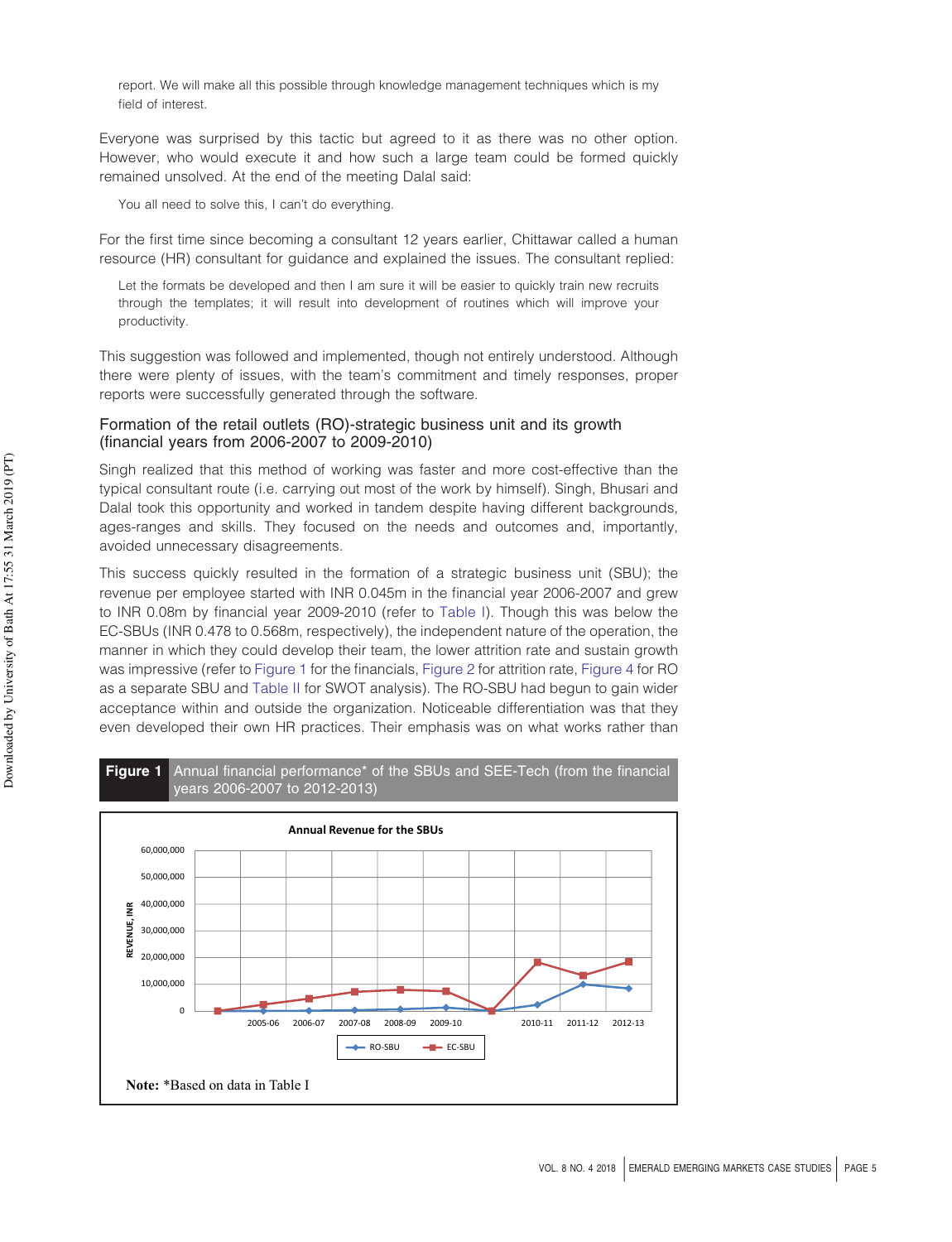report. We will make all this possible through knowledge management techniques which is my field of interest.

Everyone was surprised by this tactic but agreed to it as there was no other option. However, who would execute it and how such a large team could be formed quickly remained unsolved. At the end of the meeting Dalal said:

> You all need to solve this, I can't do everything.

For the first time since becoming a consultant 12 years earlier, Chittawar called a human resource (HR) consultant for guidance and explained the issues. The consultant replied:

> Let the formats be developed and then I am sure it will be easier to quickly train new recruits through the templates; it will result into development of routines which will improve your productivity.

This suggestion was followed and implemented, though not entirely understood. Although there were plenty of issues, with the team's commitment and timely responses, proper reports were successfully generated through the software.

## Formation of the retail outlets (RO)-strategic business unit and its growth (financial years from 2006-2007 to 2009-2010)

Singh realized that this method of working was faster and more cost-effective than the typical consultant route (i.e. carrying out most of the work by himself). Singh, Bhusari and Dalal took this opportunity and worked in tandem despite having different backgrounds, ages-ranges and skills. They focused on the needs and outcomes and, importantly, avoided unnecessary disagreements.

This success quickly resulted in the formation of a strategic business unit (SBU); the revenue per employee started with INR 0.045m in the financial year 2006-2007 and grew to INR 0.08m by financial year 2009-2010 (refer to Table I). Though this was below the EC-SBUs (INR 0.478 to 0.568m, respectively), the independent nature of the operation, the manner in which they could develop their team, the lower attrition rate and sustain growth was impressive (refer to Figure 1 for the financials, Figure 2 for attrition rate, Figure 4 for RO as a separate SBU and Table II for SWOT analysis). The RO-SBU had begun to gain wider acceptance within and outside the organization. Noticeable differentiation was that they even developed their own HR practices. Their emphasis was on what works rather than

**Figure 1** Annual financial performance* of the SBUs and SEE-Tech (from the financial years 2006-2007 to 2012-2013)

Annual Revenue for the SBUs

Note: *Based on data in Table I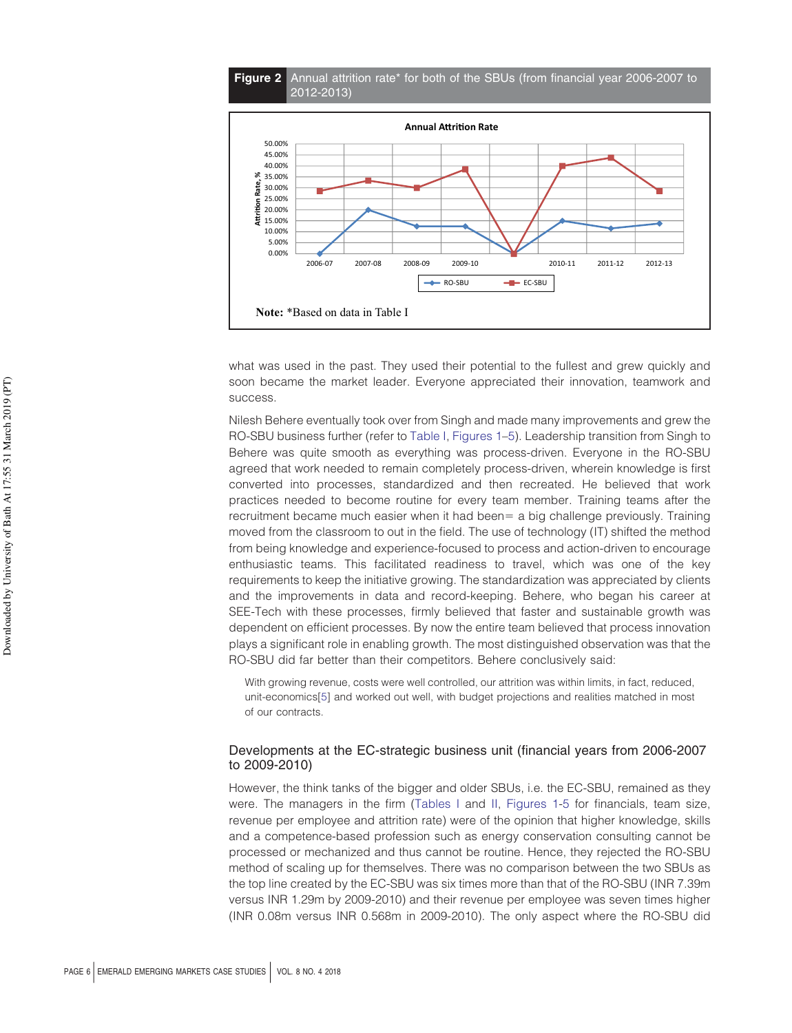**Figure 2** Annual attrition rate* for both of the SBUs (from financial year 2006-2007 to 2012-2013)

Annual Attrition Rate

Attrition Rate, %

50.00%
45.00%
40.00%
35.00%
30.00%
25.00%
20.00%
15.00%
10.00%
5.00%
0.00%

2006-07
2007-08
2008-09
2009-10
2010-11
2011-12
2012-13

RO-SBU
EC-SBU

**Note:** *Based on data in Table I

what was used in the past. They used their potential to the fullest and grew quickly and soon became the market leader. Everyone appreciated their innovation, teamwork and success.

Nilesh Behere eventually took over from Singh and made many improvements and grew the RO-SBU business further (refer to Table I, Figures 1–5). Leadership transition from Singh to Behere was quite smooth as everything was process-driven. Everyone in the RO-SBU agreed that work needed to remain completely process-driven, wherein knowledge is first converted into processes, standardized and then recreated. He believed that work practices needed to become routine for every team member. Training teams after the recruitment became much easier when it had been= a big challenge previously. Training moved from the classroom to out in the field. The use of technology (IT) shifted the method from being knowledge and experience-focused to process and action-driven to encourage enthusiastic teams. This facilitated readiness to travel, which was one of the key requirements to keep the initiative growing. The standardization was appreciated by clients and the improvements in data and record-keeping. Behere, who began his career at SEE-Tech with these processes, firmly believed that faster and sustainable growth was dependent on efficient processes. By now the entire team believed that process innovation plays a significant role in enabling growth. The most distinguished observation was that the RO-SBU did far better than their competitors. Behere conclusively said:

> With growing revenue, costs were well controlled, our attrition was within limits, in fact, reduced, unit-economics[5] and worked out well, with budget projections and realities matched in most of our contracts.

## Developments at the EC-strategic business unit (financial years from 2006-2007 to 2009-2010)

However, the think tanks of the bigger and older SBUs, i.e. the EC-SBU, remained as they were. The managers in the firm (Tables I and II, Figures 1-5 for financials, team size, revenue per employee and attrition rate) were of the opinion that higher knowledge, skills and a competence-based profession such as energy conservation consulting cannot be processed or mechanized and thus cannot be routine. Hence, they rejected the RO-SBU method of scaling up for themselves. There was no comparison between the two SBUs as the top line created by the EC-SBU was six times more than that of the RO-SBU (INR 7.39m versus INR 1.29m by 2009-2010) and their revenue per employee was seven times higher (INR 0.08m versus INR 0.568m in 2009-2010). The only aspect where the RO-SBU did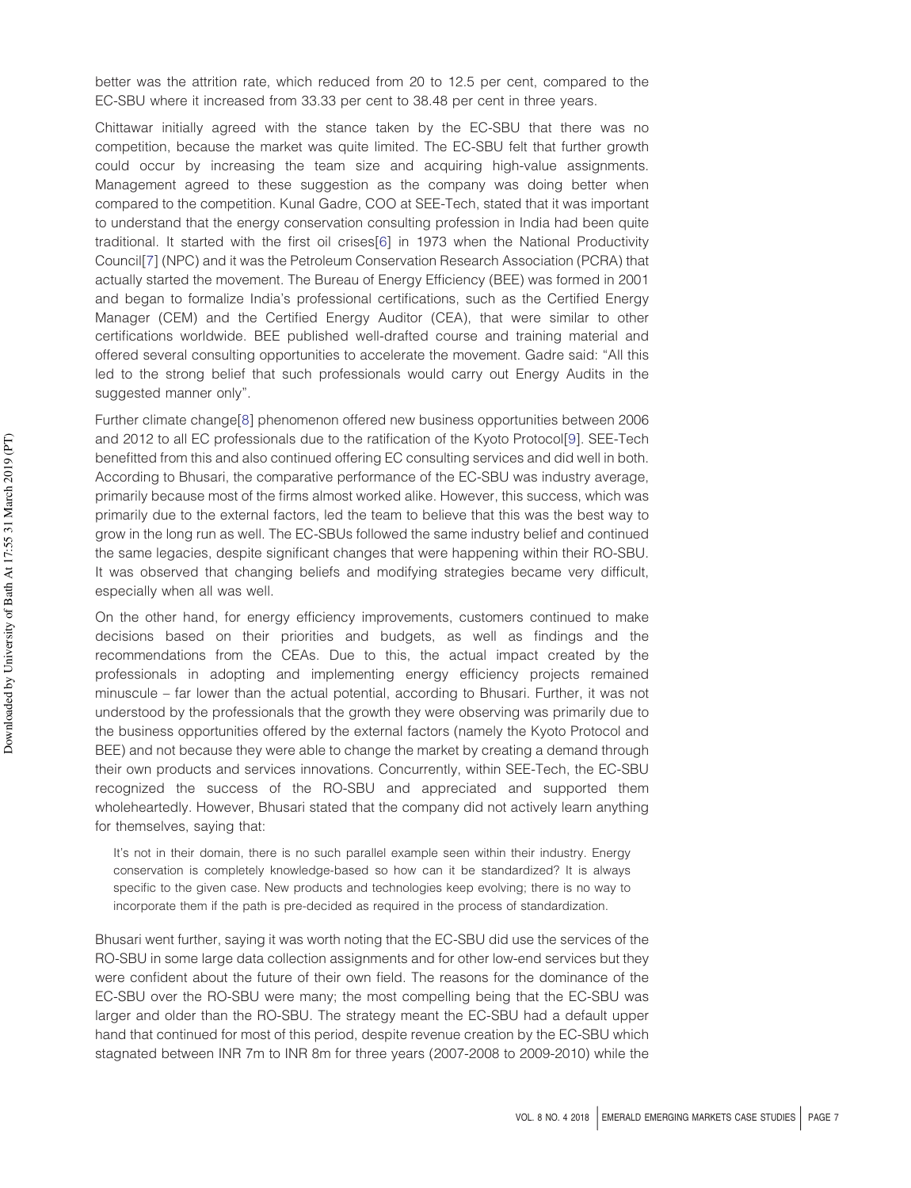better was the attrition rate, which reduced from 20 to 12.5 per cent, compared to the EC-SBU where it increased from 33.33 per cent to 38.48 per cent in three years.

Chittawar initially agreed with the stance taken by the EC-SBU that there was no competition, because the market was quite limited. The EC-SBU felt that further growth could occur by increasing the team size and acquiring high-value assignments. Management agreed to these suggestion as the company was doing better when compared to the competition. Kunal Gadre, COO at SEE-Tech, stated that it was important to understand that the energy conservation consulting profession in India had been quite traditional. It started with the first oil crises[6] in 1973 when the National Productivity Council[7] (NPC) and it was the Petroleum Conservation Research Association (PCRA) that actually started the movement. The Bureau of Energy Efficiency (BEE) was formed in 2001 and began to formalize India's professional certifications, such as the Certified Energy Manager (CEM) and the Certified Energy Auditor (CEA), that were similar to other certifications worldwide. BEE published well-drafted course and training material and offered several consulting opportunities to accelerate the movement. Gadre said: "All this led to the strong belief that such professionals would carry out Energy Audits in the suggested manner only".

Further climate change[8] phenomenon offered new business opportunities between 2006 and 2012 to all EC professionals due to the ratification of the Kyoto Protocol[9]. SEE-Tech benefitted from this and also continued offering EC consulting services and did well in both. According to Bhusari, the comparative performance of the EC-SBU was industry average, primarily because most of the firms almost worked alike. However, this success, which was primarily due to the external factors, led the team to believe that this was the best way to grow in the long run as well. The EC-SBUs followed the same industry belief and continued the same legacies, despite significant changes that were happening within their RO-SBU. It was observed that changing beliefs and modifying strategies became very difficult, especially when all was well.

On the other hand, for energy efficiency improvements, customers continued to make decisions based on their priorities and budgets, as well as findings and the recommendations from the CEAs. Due to this, the actual impact created by the professionals in adopting and implementing energy efficiency projects remained minuscule – far lower than the actual potential, according to Bhusari. Further, it was not understood by the professionals that the growth they were observing was primarily due to the business opportunities offered by the external factors (namely the Kyoto Protocol and BEE) and not because they were able to change the market by creating a demand through their own products and services innovations. Concurrently, within SEE-Tech, the EC-SBU recognized the success of the RO-SBU and appreciated and supported them wholeheartedly. However, Bhusari stated that the company did not actively learn anything for themselves, saying that:

> It's not in their domain, there is no such parallel example seen within their industry. Energy conservation is completely knowledge-based so how can it be standardized? It is always specific to the given case. New products and technologies keep evolving; there is no way to incorporate them if the path is pre-decided as required in the process of standardization.

Bhusari went further, saying it was worth noting that the EC-SBU did use the services of the RO-SBU in some large data collection assignments and for other low-end services but they were confident about the future of their own field. The reasons for the dominance of the EC-SBU over the RO-SBU were many; the most compelling being that the EC-SBU was larger and older than the RO-SBU. The strategy meant the EC-SBU had a default upper hand that continued for most of this period, despite revenue creation by the EC-SBU which stagnated between INR 7m to INR 8m for three years (2007-2008 to 2009-2010) while the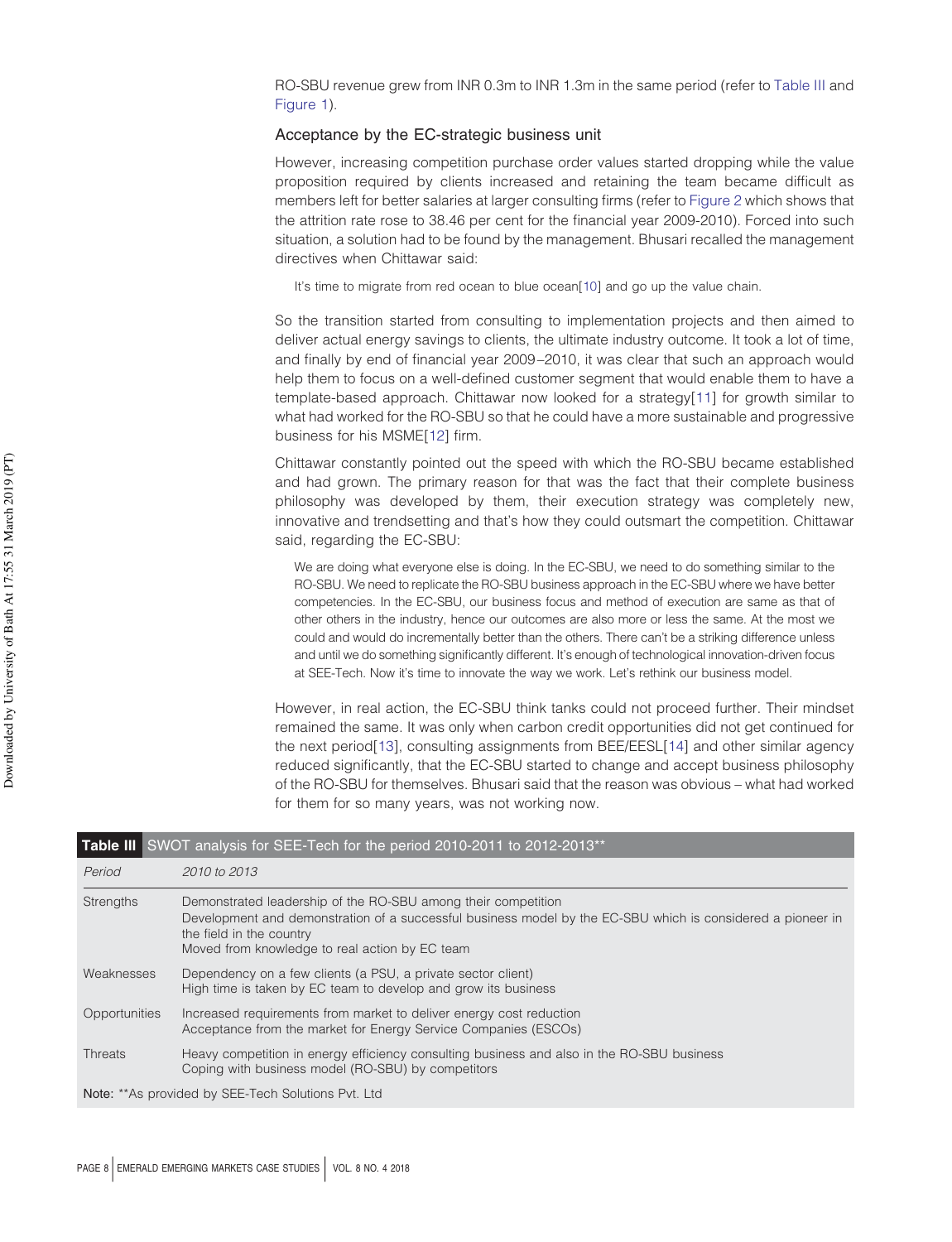RO-SBU revenue grew from INR 0.3m to INR 1.3m in the same period (refer to Table III and Figure 1).

## Acceptance by the EC-strategic business unit

However, increasing competition purchase order values started dropping while the value proposition required by clients increased and retaining the team became difficult as members left for better salaries at larger consulting firms (refer to Figure 2 which shows that the attrition rate rose to 38.46 per cent for the financial year 2009-2010). Forced into such situation, a solution had to be found by the management. Bhusari recalled the management directives when Chittawar said:

> It's time to migrate from red ocean to blue ocean[10] and go up the value chain.

So the transition started from consulting to implementation projects and then aimed to deliver actual energy savings to clients, the ultimate industry outcome. It took a lot of time, and finally by end of financial year 2009–2010, it was clear that such an approach would help them to focus on a well-defined customer segment that would enable them to have a template-based approach. Chittawar now looked for a strategy[11] for growth similar to what had worked for the RO-SBU so that he could have a more sustainable and progressive business for his MSME[12] firm.

Chittawar constantly pointed out the speed with which the RO-SBU became established and had grown. The primary reason for that was the fact that their complete business philosophy was developed by them, their execution strategy was completely new, innovative and trendsetting and that's how they could outsmart the competition. Chittawar said, regarding the EC-SBU:

> We are doing what everyone else is doing. In the EC-SBU, we need to do something similar to the RO-SBU. We need to replicate the RO-SBU business approach in the EC-SBU where we have better competencies. In the EC-SBU, our business focus and method of execution are same as that of other others in the industry, hence our outcomes are also more or less the same. At the most we could and would do incrementally better than the others. There can't be a striking difference unless and until we do something significantly different. It's enough of technological innovation-driven focus at SEE-Tech. Now it's time to innovate the way we work. Let's rethink our business model.

However, in real action, the EC-SBU think tanks could not proceed further. Their mindset remained the same. It was only when carbon credit opportunities did not get continued for the next period[13], consulting assignments from BEE/EESL[14] and other similar agency reduced significantly, that the EC-SBU started to change and accept business philosophy of the RO-SBU for themselves. Bhusari said that the reason was obvious – what had worked for them for so many years, was not working now.

**Table III** SWOT analysis for SEE-Tech for the period 2010-2011 to 2012-2013**

| *Period* | *2010 to 2013* |
|---|---|
| Strengths | Demonstrated leadership of the RO-SBU among their competition<br>Development and demonstration of a successful business model by the EC-SBU which is considered a pioneer in the field in the country<br>Moved from knowledge to real action by EC team |
| Weaknesses | Dependency on a few clients (a PSU, a private sector client)<br>High time is taken by EC team to develop and grow its business |
| Opportunities | Increased requirements from market to deliver energy cost reduction<br>Acceptance from the market for Energy Service Companies (ESCOs) |
| Threats | Heavy competition in energy efficiency consulting business and also in the RO-SBU business<br>Coping with business model (RO-SBU) by competitors |

**Note:** **As provided by SEE-Tech Solutions Pvt. Ltd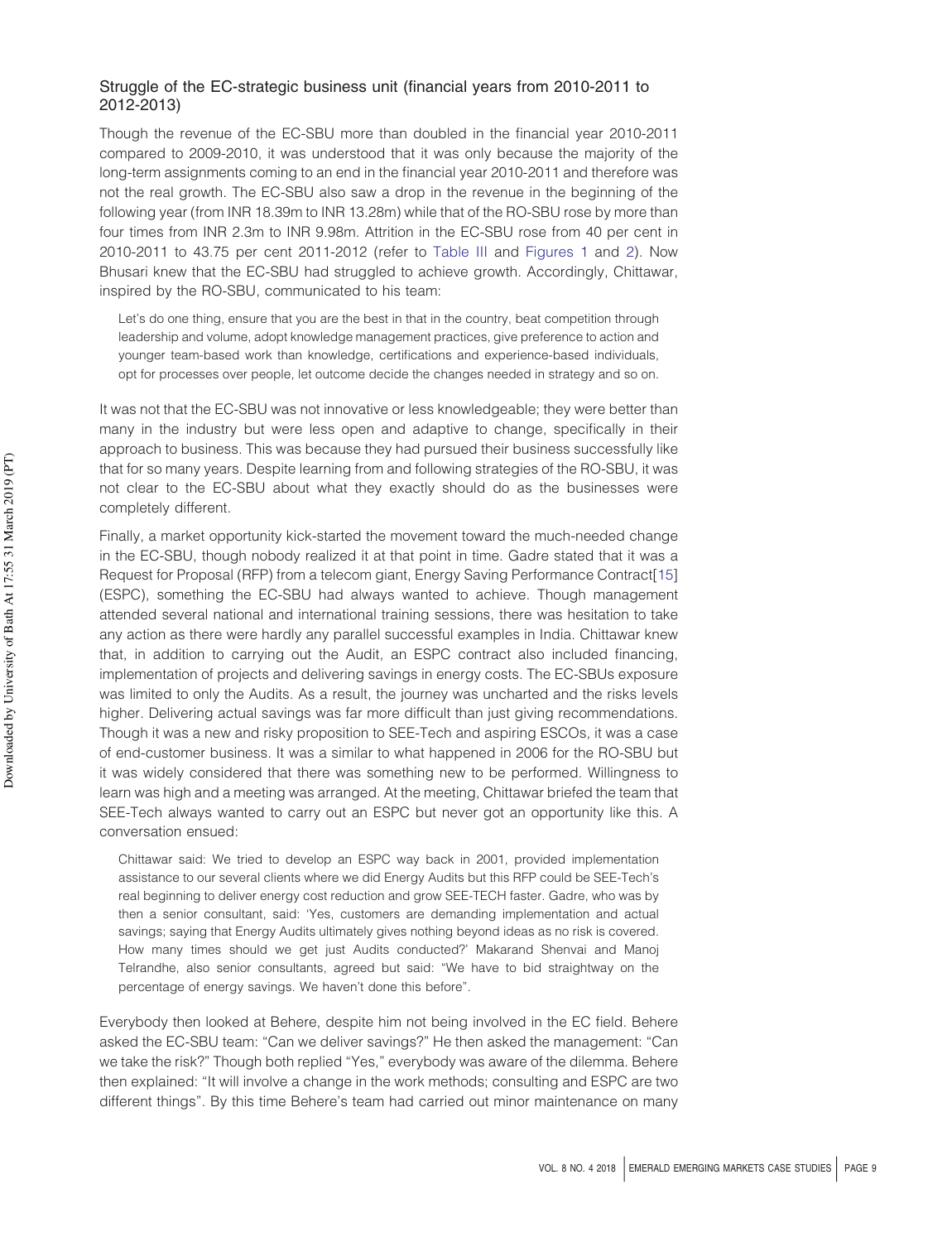## Struggle of the EC-strategic business unit (financial years from 2010-2011 to 2012-2013)

Though the revenue of the EC-SBU more than doubled in the financial year 2010-2011 compared to 2009-2010, it was understood that it was only because the majority of the long-term assignments coming to an end in the financial year 2010-2011 and therefore was not the real growth. The EC-SBU also saw a drop in the revenue in the beginning of the following year (from INR 18.39m to INR 13.28m) while that of the RO-SBU rose by more than four times from INR 2.3m to INR 9.98m. Attrition in the EC-SBU rose from 40 per cent in 2010-2011 to 43.75 per cent 2011-2012 (refer to Table III and Figures 1 and 2). Now Bhusari knew that the EC-SBU had struggled to achieve growth. Accordingly, Chittawar, inspired by the RO-SBU, communicated to his team:

> Let's do one thing, ensure that you are the best in that in the country, beat competition through leadership and volume, adopt knowledge management practices, give preference to action and younger team-based work than knowledge, certifications and experience-based individuals, opt for processes over people, let outcome decide the changes needed in strategy and so on.

It was not that the EC-SBU was not innovative or less knowledgeable; they were better than many in the industry but were less open and adaptive to change, specifically in their approach to business. This was because they had pursued their business successfully like that for so many years. Despite learning from and following strategies of the RO-SBU, it was not clear to the EC-SBU about what they exactly should do as the businesses were completely different.

Finally, a market opportunity kick-started the movement toward the much-needed change in the EC-SBU, though nobody realized it at that point in time. Gadre stated that it was a Request for Proposal (RFP) from a telecom giant, Energy Saving Performance Contract[15] (ESPC), something the EC-SBU had always wanted to achieve. Though management attended several national and international training sessions, there was hesitation to take any action as there were hardly any parallel successful examples in India. Chittawar knew that, in addition to carrying out the Audit, an ESPC contract also included financing, implementation of projects and delivering savings in energy costs. The EC-SBUs exposure was limited to only the Audits. As a result, the journey was uncharted and the risks levels higher. Delivering actual savings was far more difficult than just giving recommendations. Though it was a new and risky proposition to SEE-Tech and aspiring ESCOs, it was a case of end-customer business. It was a similar to what happened in 2006 for the RO-SBU but it was widely considered that there was something new to be performed. Willingness to learn was high and a meeting was arranged. At the meeting, Chittawar briefed the team that SEE-Tech always wanted to carry out an ESPC but never got an opportunity like this. A conversation ensued:

> Chittawar said: We tried to develop an ESPC way back in 2001, provided implementation assistance to our several clients where we did Energy Audits but this RFP could be SEE-Tech's real beginning to deliver energy cost reduction and grow SEE-TECH faster. Gadre, who was by then a senior consultant, said: 'Yes, customers are demanding implementation and actual savings; saying that Energy Audits ultimately gives nothing beyond ideas as no risk is covered. How many times should we get just Audits conducted?' Makarand Shenvai and Manoj Telrandhe, also senior consultants, agreed but said: "We have to bid straightway on the percentage of energy savings. We haven't done this before".

Everybody then looked at Behere, despite him not being involved in the EC field. Behere asked the EC-SBU team: "Can we deliver savings?" He then asked the management: "Can we take the risk?" Though both replied "Yes," everybody was aware of the dilemma. Behere then explained: "It will involve a change in the work methods; consulting and ESPC are two different things". By this time Behere's team had carried out minor maintenance on many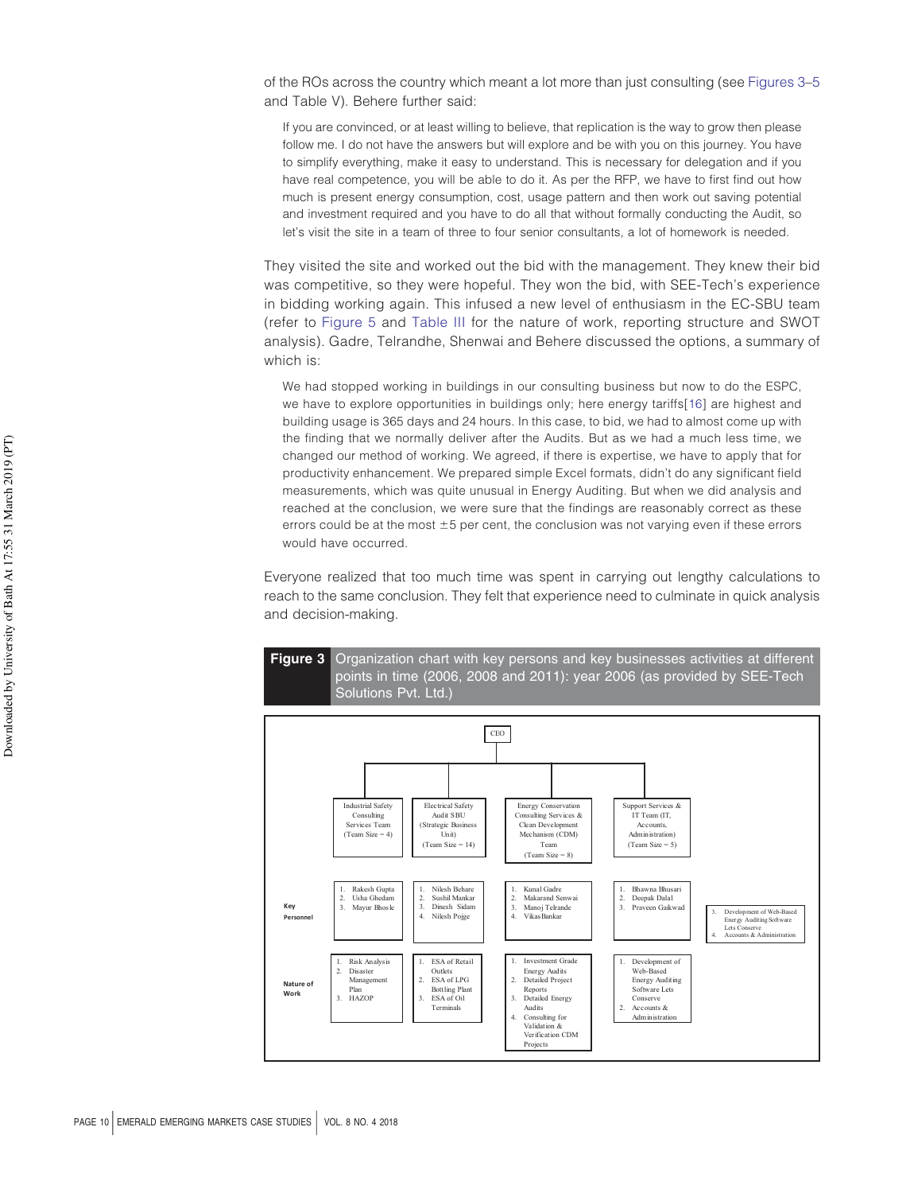of the ROs across the country which meant a lot more than just consulting (see Figures 3–5 and Table V). Behere further said:

> If you are convinced, or at least willing to believe, that replication is the way to grow then please follow me. I do not have the answers but will explore and be with you on this journey. You have to simplify everything, make it easy to understand. This is necessary for delegation and if you have real competence, you will be able to do it. As per the RFP, we have to first find out how much is present energy consumption, cost, usage pattern and then work out saving potential and investment required and you have to do all that without formally conducting the Audit, so let's visit the site in a team of three to four senior consultants, a lot of homework is needed.

They visited the site and worked out the bid with the management. They knew their bid was competitive, so they were hopeful. They won the bid, with SEE-Tech's experience in bidding working again. This infused a new level of enthusiasm in the EC-SBU team (refer to Figure 5 and Table III for the nature of work, reporting structure and SWOT analysis). Gadre, Telrandhe, Shenwai and Behere discussed the options, a summary of which is:

> We had stopped working in buildings in our consulting business but now to do the ESPC, we have to explore opportunities in buildings only; here energy tariffs[16] are highest and building usage is 365 days and 24 hours. In this case, to bid, we had to almost come up with the finding that we normally deliver after the Audits. But as we had a much less time, we changed our method of working. We agreed, if there is expertise, we have to apply that for productivity enhancement. We prepared simple Excel formats, didn't do any significant field measurements, which was quite unusual in Energy Auditing. But when we did analysis and reached at the conclusion, we were sure that the findings are reasonably correct as these errors could be at the most ±5 per cent, the conclusion was not varying even if these errors would have occurred.

Everyone realized that too much time was spent in carrying out lengthy calculations to reach to the same conclusion. They felt that experience need to culminate in quick analysis and decision-making.

**Figure 3** Organization chart with key persons and key businesses activities at different points in time (2006, 2008 and 2011): year 2006 (as provided by SEE-Tech Solutions Pvt. Ltd.)

CEO

Industrial Safety Consulting Services Team (Team Size = 4)

Electrical Safety Audit SBU (Strategic Business Unit) (Team Size = 14)

Energy Conservation Consulting Services & Clean Development Mechanism (CDM) Team (Team Size = 8)

Support Services & IT Team (IT, Accounts, Administration) (Team Size = 5)

Key Personnel

1. Rakesh Gupta
2. Usha Ghedam
3. Mayur Bhosle

1. Nilesh Behare
2. Sushil Mankar
3. Dinesh Sidam
4. Nilesh Pojge

1. Kunal Gadre
2. Makarand Senwai
3. Manoj Telrande
4. Vikas Bankar

1. Bhawna Bhusari
2. Deepak Dalal
3. Praveen Gaikwad

3. Development of Web-Based Energy Auditing Software Lets Conserve
4. Accounts & Administration

Nature of Work

1. Risk Analysis
2. Disaster Management Plan
3. HAZOP

1. ESA of Retail Outlets
2. ESA of LPG Bottling Plant
3. ESA of Oil Terminals

1. Investment Grade Energy Audits
2. Detailed Project Reports
3. Detailed Energy Audits
4. Consulting for Validation & Verification CDM Projects

1. Development of Web-Based Energy Auditing Software Lets Conserve
2. Accounts & Administration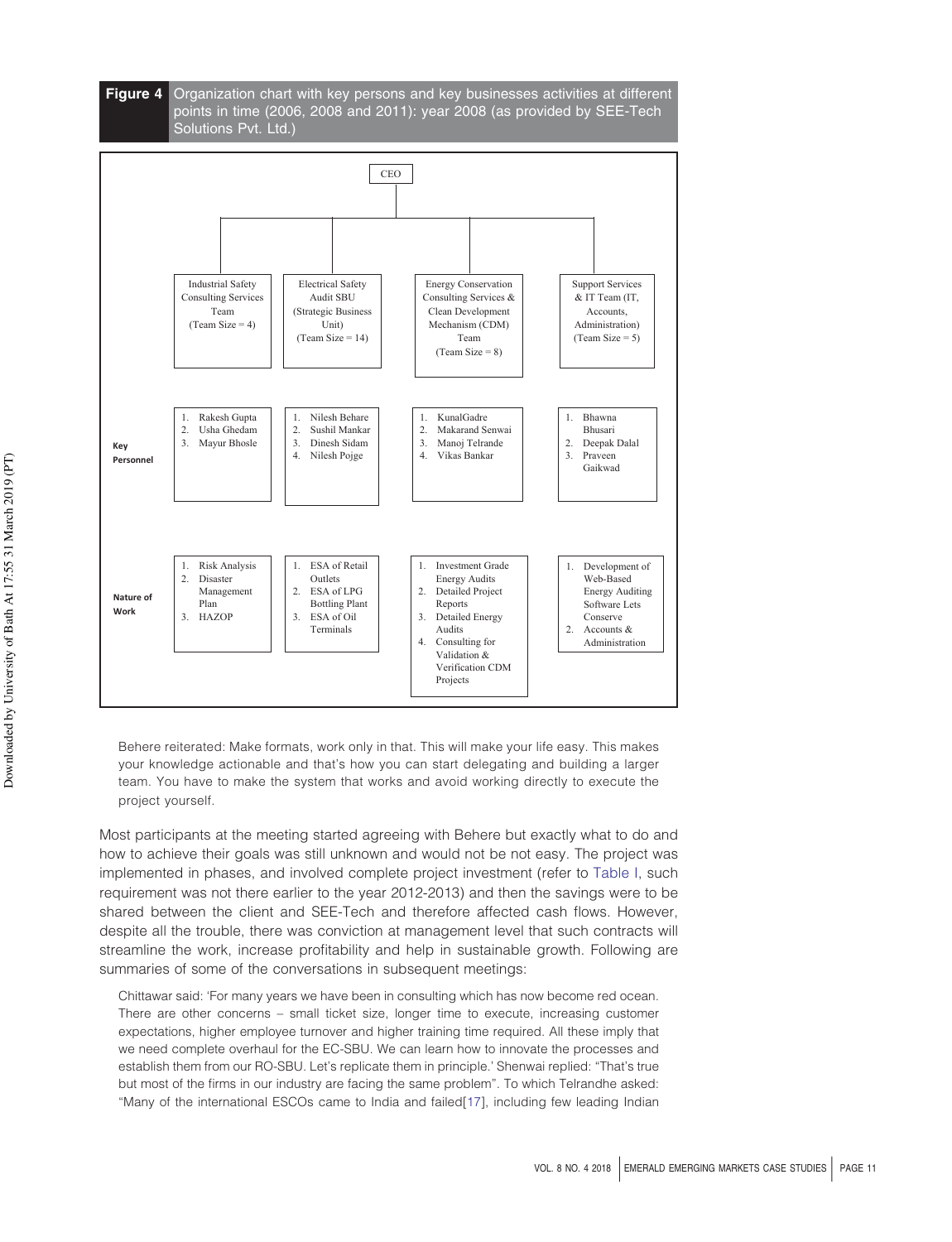**Figure 4** Organization chart with key persons and key businesses activities at different points in time (2006, 2008 and 2011): year 2008 (as provided by SEE-Tech Solutions Pvt. Ltd.)

CEO

Industrial Safety Consulting Services Team (Team Size = 4)

Electrical Safety Audit SBU (Strategic Business Unit) (Team Size = 14)

Energy Conservation Consulting Services & Clean Development Mechanism (CDM) Team (Team Size = 8)

Support Services & IT Team (IT, Accounts, Administration) (Team Size = 5)

Key Personnel

1. Rakesh Gupta
2. Usha Ghedam
3. Mayur Bhosle

1. Nilesh Behare
2. Sushil Mankar
3. Dinesh Sidam
4. Nilesh Pojge

1. KunalGadre
2. Makarand Senwai
3. Manoj Telrande
4. Vikas Bankar

1. Bhawna Bhusari
2. Deepak Dalal
3. Praveen Gaikwad

Nature of Work

1. Risk Analysis
2. Disaster Management Plan
3. HAZOP

1. ESA of Retail Outlets
2. ESA of LPG Bottling Plant
3. ESA of Oil Terminals

1. Investment Grade Energy Audits
2. Detailed Project Reports
3. Detailed Energy Audits
4. Consulting for Validation & Verification CDM Projects

1. Development of Web-Based Energy Auditing Software Lets Conserve
2. Accounts & Administration

> Behere reiterated: Make formats, work only in that. This will make your life easy. This makes your knowledge actionable and that's how you can start delegating and building a larger team. You have to make the system that works and avoid working directly to execute the project yourself.

Most participants at the meeting started agreeing with Behere but exactly what to do and how to achieve their goals was still unknown and would not be not easy. The project was implemented in phases, and involved complete project investment (refer to Table I, such requirement was not there earlier to the year 2012-2013) and then the savings were to be shared between the client and SEE-Tech and therefore affected cash flows. However, despite all the trouble, there was conviction at management level that such contracts will streamline the work, increase profitability and help in sustainable growth. Following are summaries of some of the conversations in subsequent meetings:

> Chittawar said: 'For many years we have been in consulting which has now become red ocean. There are other concerns – small ticket size, longer time to execute, increasing customer expectations, higher employee turnover and higher training time required. All these imply that we need complete overhaul for the EC-SBU. We can learn how to innovate the processes and establish them from our RO-SBU. Let's replicate them in principle.' Shenwai replied: "That's true but most of the firms in our industry are facing the same problem". To which Telrandhe asked: "Many of the international ESCOs came to India and failed[17], including few leading Indian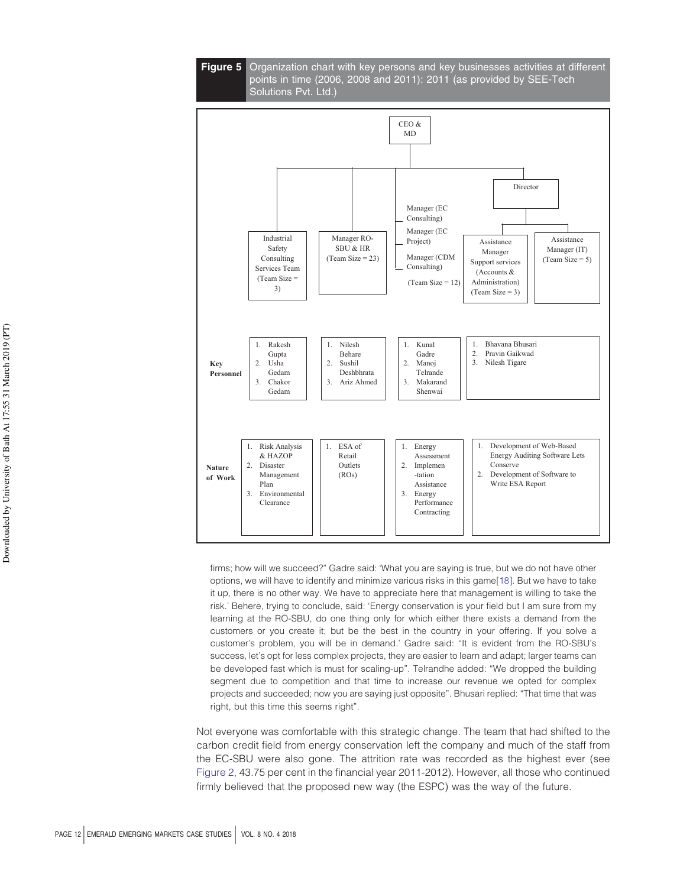**Figure 5** Organization chart with key persons and key businesses activities at different points in time (2006, 2008 and 2011): 2011 (as provided by SEE-Tech Solutions Pvt. Ltd.)

CEO & MD

Director

Industrial Safety Consulting Services Team (Team Size = 3)

Manager RO-SBU & HR (Team Size = 23)

Manager (EC Consulting)
Manager (EC Project)
Manager (CDM Consulting)
(Team Size = 12)

Assistance Manager Support services (Accounts & Administration) (Team Size = 3)

Assistance Manager (IT) (Team Size = 5)

Key Personnel

1. Rakesh Gupta
2. Usha Gedam
3. Chakor Gedam

1. Nilesh Behare
2. Sushil Deshbhrata
3. Ariz Ahmed

1. Kunal Gadre
2. Manoj Telrande
3. Makarand Shenwai

1. Bhavana Bhusari
2. Pravin Gaikwad
3. Nilesh Tigare

Nature of Work

1. Risk Analysis & HAZOP
2. Disaster Management Plan
3. Environmental Clearance

1. ESA of Retail Outlets (ROs)

1. Energy Assessment
2. Implemen -tation Assistance
3. Energy Performance Contracting

1. Development of Web-Based Energy Auditing Software Lets Conserve
2. Development of Software to Write ESA Report

firms; how will we succeed?" Gadre said: 'What you are saying is true, but we do not have other options, we will have to identify and minimize various risks in this game[18]. But we have to take it up, there is no other way. We have to appreciate here that management is willing to take the risk.' Behere, trying to conclude, said: 'Energy conservation is your field but I am sure from my learning at the RO-SBU, do one thing only for which either there exists a demand from the customers or you create it; but be the best in the country in your offering. If you solve a customer's problem, you will be in demand.' Gadre said: "It is evident from the RO-SBU's success, let's opt for less complex projects, they are easier to learn and adapt; larger teams can be developed fast which is must for scaling-up". Telrandhe added: "We dropped the building segment due to competition and that time to increase our revenue we opted for complex projects and succeeded; now you are saying just opposite". Bhusari replied: "That time that was right, but this time this seems right".

Not everyone was comfortable with this strategic change. The team that had shifted to the carbon credit field from energy conservation left the company and much of the staff from the EC-SBU were also gone. The attrition rate was recorded as the highest ever (see Figure 2, 43.75 per cent in the financial year 2011-2012). However, all those who continued firmly believed that the proposed new way (the ESPC) was the way of the future.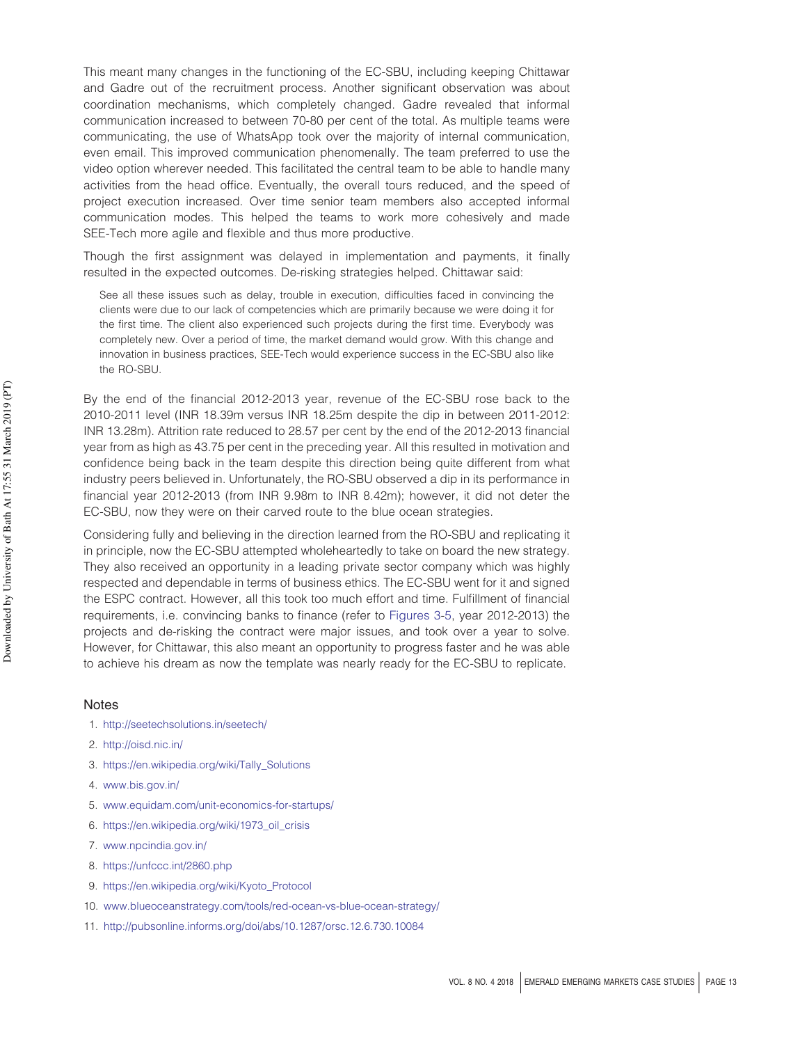This meant many changes in the functioning of the EC-SBU, including keeping Chittawar and Gadre out of the recruitment process. Another significant observation was about coordination mechanisms, which completely changed. Gadre revealed that informal communication increased to between 70-80 per cent of the total. As multiple teams were communicating, the use of WhatsApp took over the majority of internal communication, even email. This improved communication phenomenally. The team preferred to use the video option wherever needed. This facilitated the central team to be able to handle many activities from the head office. Eventually, the overall tours reduced, and the speed of project execution increased. Over time senior team members also accepted informal communication modes. This helped the teams to work more cohesively and made SEE-Tech more agile and flexible and thus more productive.

Though the first assignment was delayed in implementation and payments, it finally resulted in the expected outcomes. De-risking strategies helped. Chittawar said:

> See all these issues such as delay, trouble in execution, difficulties faced in convincing the clients were due to our lack of competencies which are primarily because we were doing it for the first time. The client also experienced such projects during the first time. Everybody was completely new. Over a period of time, the market demand would grow. With this change and innovation in business practices, SEE-Tech would experience success in the EC-SBU also like the RO-SBU.

By the end of the financial 2012-2013 year, revenue of the EC-SBU rose back to the 2010-2011 level (INR 18.39m versus INR 18.25m despite the dip in between 2011-2012: INR 13.28m). Attrition rate reduced to 28.57 per cent by the end of the 2012-2013 financial year from as high as 43.75 per cent in the preceding year. All this resulted in motivation and confidence being back in the team despite this direction being quite different from what industry peers believed in. Unfortunately, the RO-SBU observed a dip in its performance in financial year 2012-2013 (from INR 9.98m to INR 8.42m); however, it did not deter the EC-SBU, now they were on their carved route to the blue ocean strategies.

Considering fully and believing in the direction learned from the RO-SBU and replicating it in principle, now the EC-SBU attempted wholeheartedly to take on board the new strategy. They also received an opportunity in a leading private sector company which was highly respected and dependable in terms of business ethics. The EC-SBU went for it and signed the ESPC contract. However, all this took too much effort and time. Fulfillment of financial requirements, i.e. convincing banks to finance (refer to Figures 3-5, year 2012-2013) the projects and de-risking the contract were major issues, and took over a year to solve. However, for Chittawar, this also meant an opportunity to progress faster and he was able to achieve his dream as now the template was nearly ready for the EC-SBU to replicate.

## Notes

1. http://seetechsolutions.in/seetech/
2. http://oisd.nic.in/
3. https://en.wikipedia.org/wiki/Tally_Solutions
4. www.bis.gov.in/
5. www.equidam.com/unit-economics-for-startups/
6. https://en.wikipedia.org/wiki/1973_oil_crisis
7. www.npcindia.gov.in/
8. https://unfccc.int/2860.php
9. https://en.wikipedia.org/wiki/Kyoto_Protocol
10. www.blueoceanstrategy.com/tools/red-ocean-vs-blue-ocean-strategy/
11. http://pubsonline.informs.org/doi/abs/10.1287/orsc.12.6.730.10084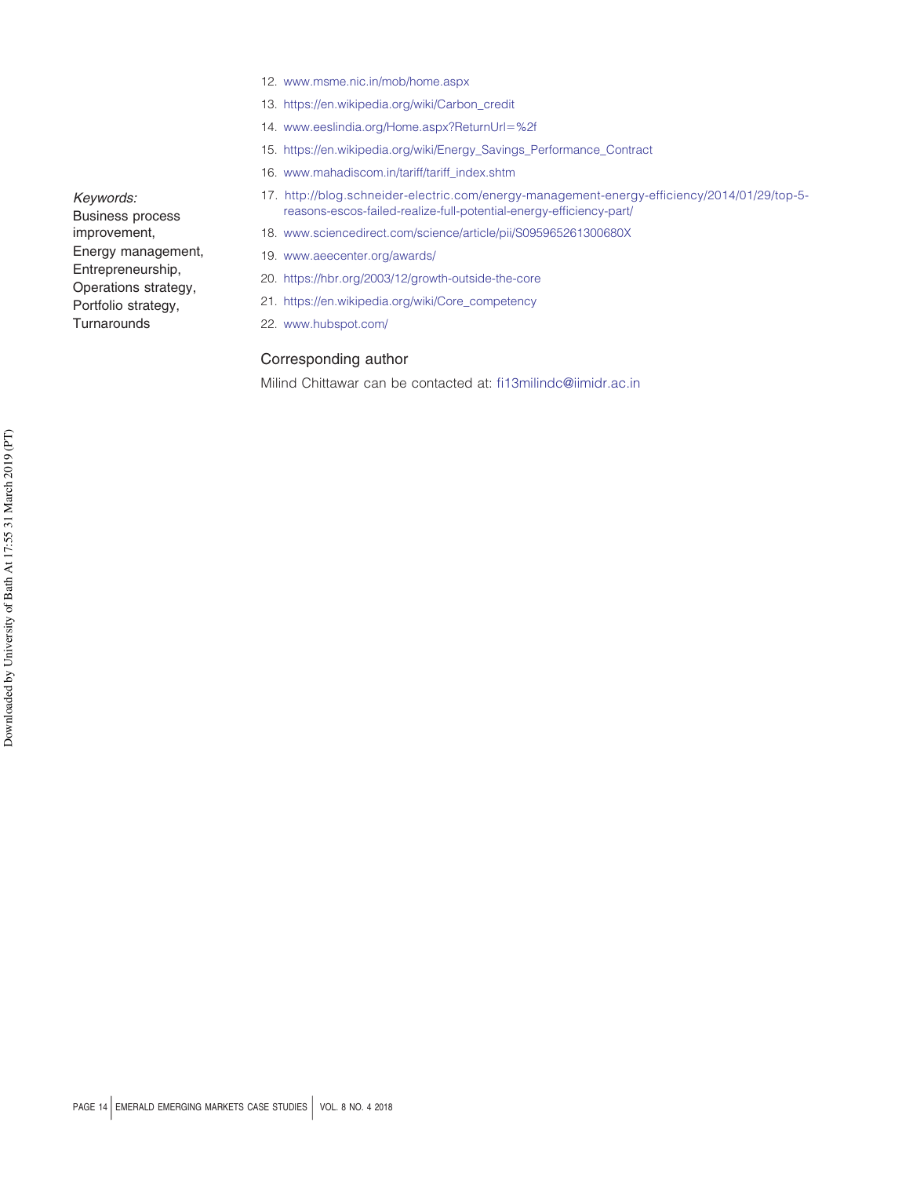12. www.msme.nic.in/mob/home.aspx
13. https://en.wikipedia.org/wiki/Carbon_credit
14. www.eeslindia.org/Home.aspx?ReturnUrl=%2f
15. https://en.wikipedia.org/wiki/Energy_Savings_Performance_Contract
16. www.mahadiscom.in/tariff/tariff_index.shtm
17. http://blog.schneider-electric.com/energy-management-energy-efficiency/2014/01/29/top-5-reasons-escos-failed-realize-full-potential-energy-efficiency-part/
18. www.sciencedirect.com/science/article/pii/S095965261300680X
19. www.aeecenter.org/awards/
20. https://hbr.org/2003/12/growth-outside-the-core
21. https://en.wikipedia.org/wiki/Core_competency
22. www.hubspot.com/

*Keywords:*
Business process improvement,
Energy management,
Entrepreneurship,
Operations strategy,
Portfolio strategy,
Turnarounds

## Corresponding author

Milind Chittawar can be contacted at: fi13milindc@iimidr.ac.in